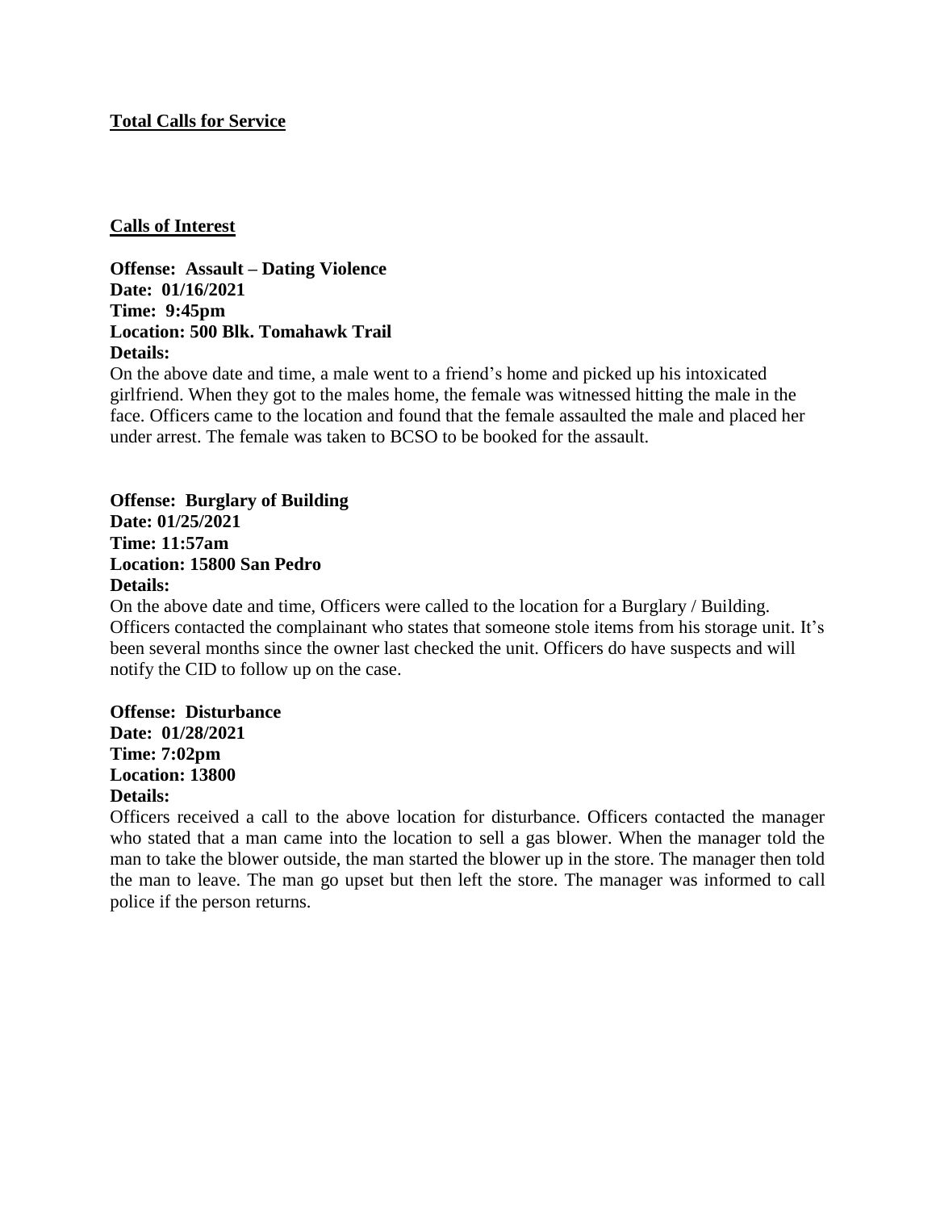**Total Calls for Service**

**Calls of Interest**

**Offense: Assault – Dating Violence**
**Date: 01/16/2021**
**Time: 9:45pm**
**Location: 500 Blk. Tomahawk Trail**
**Details:**

On the above date and time, a male went to a friend's home and picked up his intoxicated girlfriend. When they got to the males home, the female was witnessed hitting the male in the face. Officers came to the location and found that the female assaulted the male and placed her under arrest. The female was taken to BCSO to be booked for the assault.

**Offense: Burglary of Building**
**Date: 01/25/2021**
**Time: 11:57am**
**Location: 15800 San Pedro**
**Details:**

On the above date and time, Officers were called to the location for a Burglary / Building. Officers contacted the complainant who states that someone stole items from his storage unit. It's been several months since the owner last checked the unit. Officers do have suspects and will notify the CID to follow up on the case.

**Offense: Disturbance**
**Date: 01/28/2021**
**Time: 7:02pm**
**Location: 13800**
**Details:**

Officers received a call to the above location for disturbance. Officers contacted the manager who stated that a man came into the location to sell a gas blower. When the manager told the man to take the blower outside, the man started the blower up in the store. The manager then told the man to leave. The man go upset but then left the store. The manager was informed to call police if the person returns.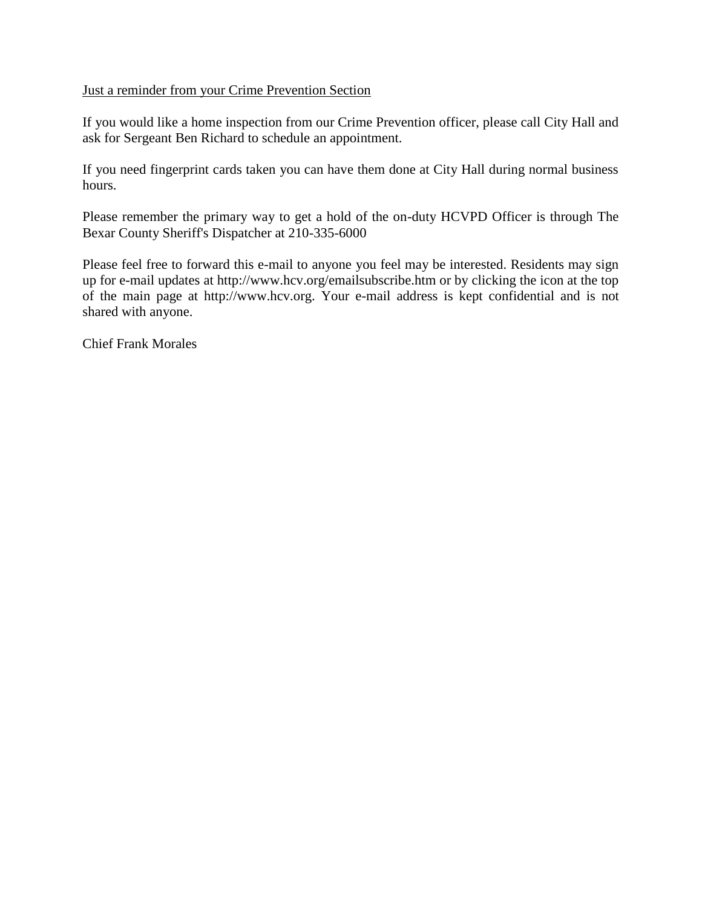Just a reminder from your Crime Prevention Section

If you would like a home inspection from our Crime Prevention officer, please call City Hall and ask for Sergeant Ben Richard to schedule an appointment.

If you need fingerprint cards taken you can have them done at City Hall during normal business hours.

Please remember the primary way to get a hold of the on-duty HCVPD Officer is through The Bexar County Sheriff's Dispatcher at 210-335-6000

Please feel free to forward this e-mail to anyone you feel may be interested. Residents may sign up for e-mail updates at http://www.hcv.org/emailsubscribe.htm or by clicking the icon at the top of the main page at http://www.hcv.org. Your e-mail address is kept confidential and is not shared with anyone.

Chief Frank Morales